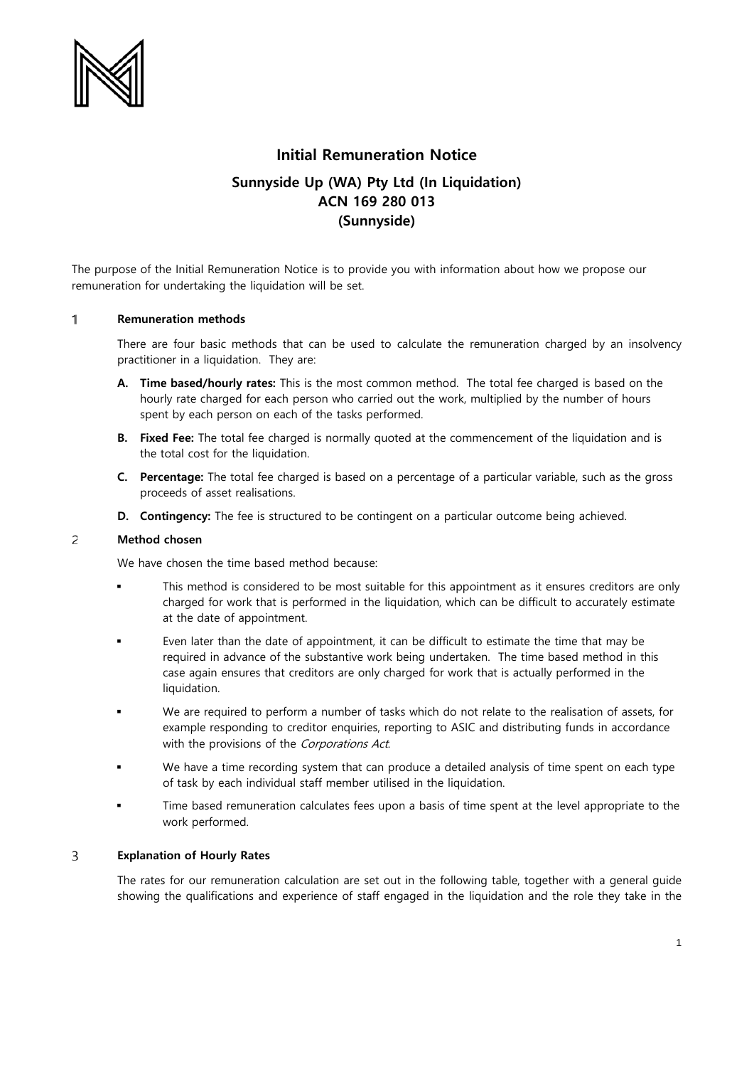# Initial Remuneration Notice

## Sunnyside Up (WA) Pty Ltd (In Liquidation)
## ACN 169 280 013
## (Sunnyside)

The purpose of the Initial Remuneration Notice is to provide you with information about how we propose our remuneration for undertaking the liquidation will be set.

### 1 Remuneration methods

There are four basic methods that can be used to calculate the remuneration charged by an insolvency practitioner in a liquidation. They are:

**A. Time based/hourly rates:** This is the most common method. The total fee charged is based on the hourly rate charged for each person who carried out the work, multiplied by the number of hours spent by each person on each of the tasks performed.

**B. Fixed Fee:** The total fee charged is normally quoted at the commencement of the liquidation and is the total cost for the liquidation.

**C. Percentage:** The total fee charged is based on a percentage of a particular variable, such as the gross proceeds of asset realisations.

**D. Contingency:** The fee is structured to be contingent on a particular outcome being achieved.

### 2 Method chosen

We have chosen the time based method because:

- This method is considered to be most suitable for this appointment as it ensures creditors are only charged for work that is performed in the liquidation, which can be difficult to accurately estimate at the date of appointment.
- Even later than the date of appointment, it can be difficult to estimate the time that may be required in advance of the substantive work being undertaken. The time based method in this case again ensures that creditors are only charged for work that is actually performed in the liquidation.
- We are required to perform a number of tasks which do not relate to the realisation of assets, for example responding to creditor enquiries, reporting to ASIC and distributing funds in accordance with the provisions of the *Corporations Act*.
- We have a time recording system that can produce a detailed analysis of time spent on each type of task by each individual staff member utilised in the liquidation.
- Time based remuneration calculates fees upon a basis of time spent at the level appropriate to the work performed.

### 3 Explanation of Hourly Rates

The rates for our remuneration calculation are set out in the following table, together with a general guide showing the qualifications and experience of staff engaged in the liquidation and the role they take in the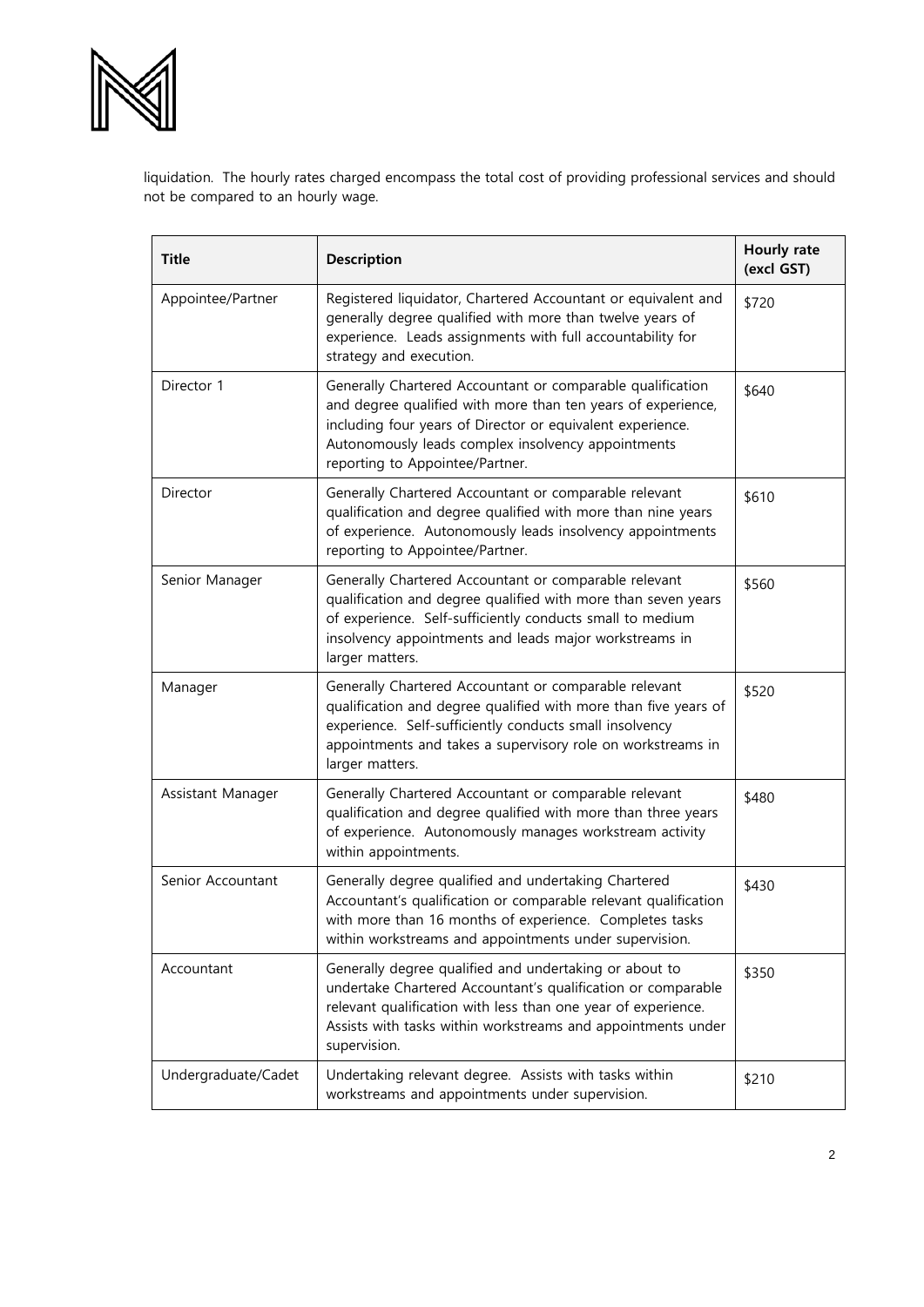liquidation. The hourly rates charged encompass the total cost of providing professional services and should not be compared to an hourly wage.

| Title | Description | Hourly rate (excl GST) |
|---|---|---|
| Appointee/Partner | Registered liquidator, Chartered Accountant or equivalent and generally degree qualified with more than twelve years of experience. Leads assignments with full accountability for strategy and execution. | $720 |
| Director 1 | Generally Chartered Accountant or comparable qualification and degree qualified with more than ten years of experience, including four years of Director or equivalent experience. Autonomously leads complex insolvency appointments reporting to Appointee/Partner. | $640 |
| Director | Generally Chartered Accountant or comparable relevant qualification and degree qualified with more than nine years of experience. Autonomously leads insolvency appointments reporting to Appointee/Partner. | $610 |
| Senior Manager | Generally Chartered Accountant or comparable relevant qualification and degree qualified with more than seven years of experience. Self-sufficiently conducts small to medium insolvency appointments and leads major workstreams in larger matters. | $560 |
| Manager | Generally Chartered Accountant or comparable relevant qualification and degree qualified with more than five years of experience. Self-sufficiently conducts small insolvency appointments and takes a supervisory role on workstreams in larger matters. | $520 |
| Assistant Manager | Generally Chartered Accountant or comparable relevant qualification and degree qualified with more than three years of experience. Autonomously manages workstream activity within appointments. | $480 |
| Senior Accountant | Generally degree qualified and undertaking Chartered Accountant's qualification or comparable relevant qualification with more than 16 months of experience. Completes tasks within workstreams and appointments under supervision. | $430 |
| Accountant | Generally degree qualified and undertaking or about to undertake Chartered Accountant's qualification or comparable relevant qualification with less than one year of experience. Assists with tasks within workstreams and appointments under supervision. | $350 |
| Undergraduate/Cadet | Undertaking relevant degree. Assists with tasks within workstreams and appointments under supervision. | $210 |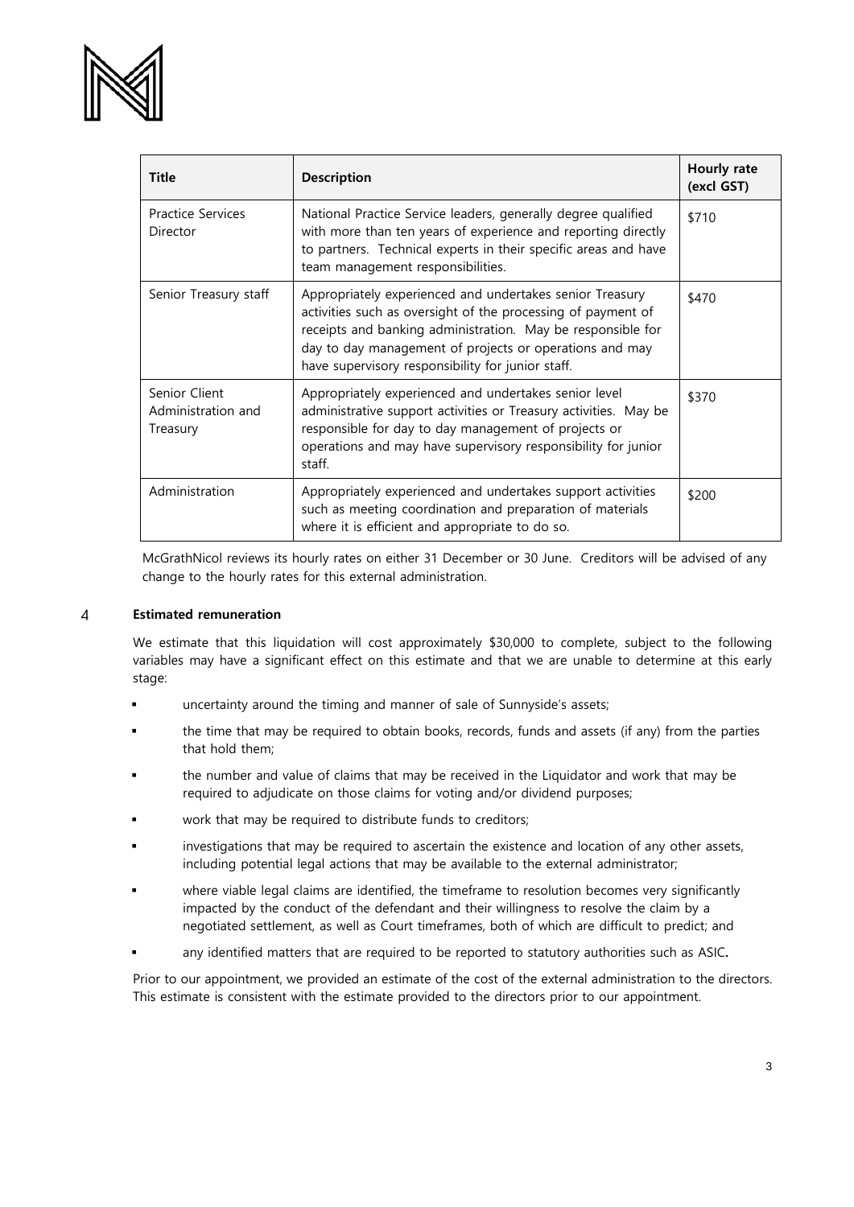| Title | Description | Hourly rate (excl GST) |
| --- | --- | --- |
| Practice Services Director | National Practice Service leaders, generally degree qualified with more than ten years of experience and reporting directly to partners. Technical experts in their specific areas and have team management responsibilities. | $710 |
| Senior Treasury staff | Appropriately experienced and undertakes senior Treasury activities such as oversight of the processing of payment of receipts and banking administration. May be responsible for day to day management of projects or operations and may have supervisory responsibility for junior staff. | $470 |
| Senior Client Administration and Treasury | Appropriately experienced and undertakes senior level administrative support activities or Treasury activities. May be responsible for day to day management of projects or operations and may have supervisory responsibility for junior staff. | $370 |
| Administration | Appropriately experienced and undertakes support activities such as meeting coordination and preparation of materials where it is efficient and appropriate to do so. | $200 |

McGrathNicol reviews its hourly rates on either 31 December or 30 June. Creditors will be advised of any change to the hourly rates for this external administration.

## 4 Estimated remuneration

We estimate that this liquidation will cost approximately $30,000 to complete, subject to the following variables may have a significant effect on this estimate and that we are unable to determine at this early stage:

- uncertainty around the timing and manner of sale of Sunnyside's assets;
- the time that may be required to obtain books, records, funds and assets (if any) from the parties that hold them;
- the number and value of claims that may be received in the Liquidator and work that may be required to adjudicate on those claims for voting and/or dividend purposes;
- work that may be required to distribute funds to creditors;
- investigations that may be required to ascertain the existence and location of any other assets, including potential legal actions that may be available to the external administrator;
- where viable legal claims are identified, the timeframe to resolution becomes very significantly impacted by the conduct of the defendant and their willingness to resolve the claim by a negotiated settlement, as well as Court timeframes, both of which are difficult to predict; and
- any identified matters that are required to be reported to statutory authorities such as ASIC.

Prior to our appointment, we provided an estimate of the cost of the external administration to the directors. This estimate is consistent with the estimate provided to the directors prior to our appointment.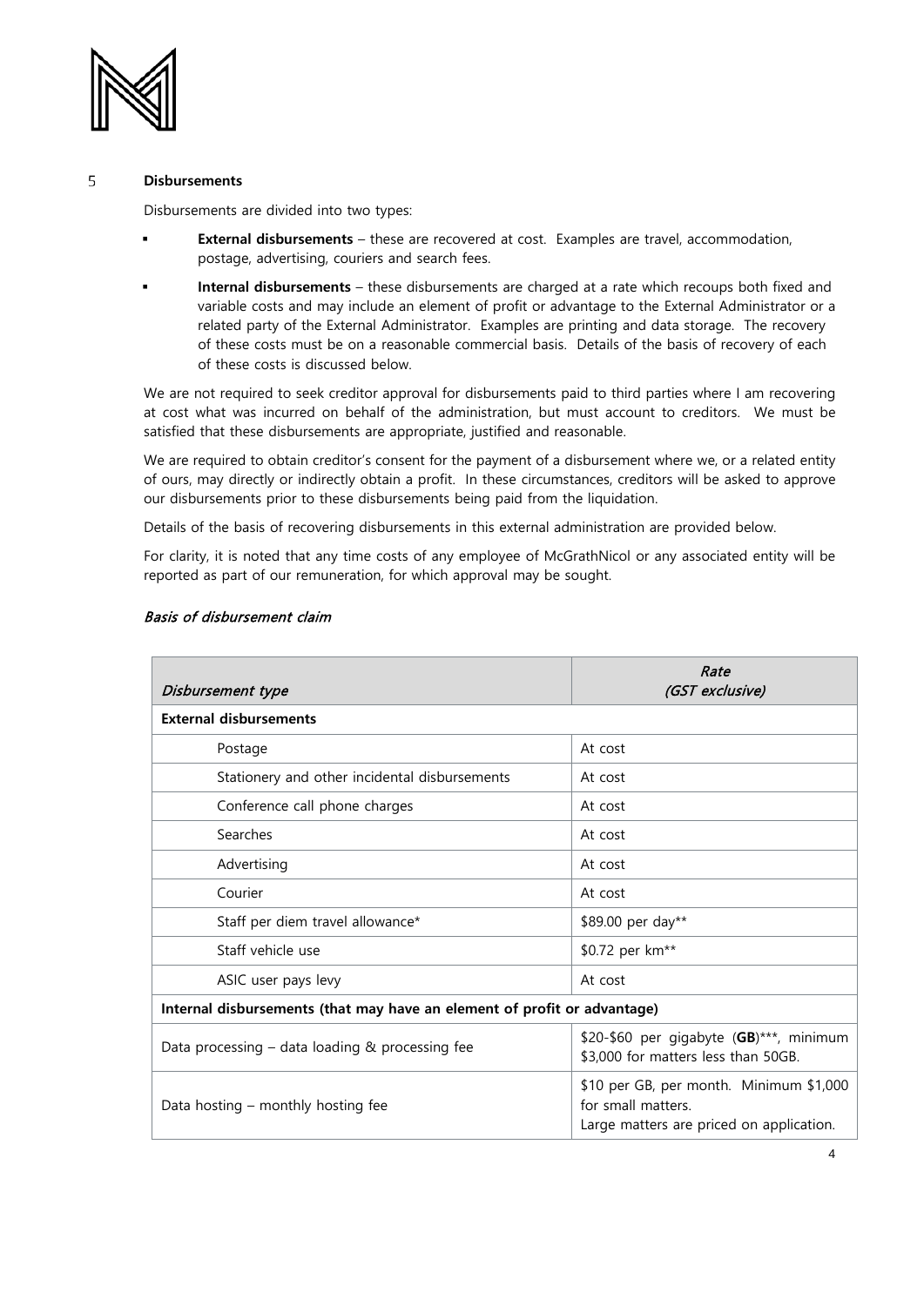## 5 Disbursements

Disbursements are divided into two types:

- **External disbursements** – these are recovered at cost. Examples are travel, accommodation, postage, advertising, couriers and search fees.
- **Internal disbursements** – these disbursements are charged at a rate which recoups both fixed and variable costs and may include an element of profit or advantage to the External Administrator or a related party of the External Administrator. Examples are printing and data storage. The recovery of these costs must be on a reasonable commercial basis. Details of the basis of recovery of each of these costs is discussed below.

We are not required to seek creditor approval for disbursements paid to third parties where I am recovering at cost what was incurred on behalf of the administration, but must account to creditors. We must be satisfied that these disbursements are appropriate, justified and reasonable.

We are required to obtain creditor's consent for the payment of a disbursement where we, or a related entity of ours, may directly or indirectly obtain a profit. In these circumstances, creditors will be asked to approve our disbursements prior to these disbursements being paid from the liquidation.

Details of the basis of recovering disbursements in this external administration are provided below.

For clarity, it is noted that any time costs of any employee of McGrathNicol or any associated entity will be reported as part of our remuneration, for which approval may be sought.

### *Basis of disbursement claim*

| *Disbursement type* | *Rate (GST exclusive)* |
|---|---|
| **External disbursements** | |
| Postage | At cost |
| Stationery and other incidental disbursements | At cost |
| Conference call phone charges | At cost |
| Searches | At cost |
| Advertising | At cost |
| Courier | At cost |
| Staff per diem travel allowance* | $89.00 per day** |
| Staff vehicle use | $0.72 per km** |
| ASIC user pays levy | At cost |
| **Internal disbursements (that may have an element of profit or advantage)** | |
| Data processing – data loading & processing fee | $20-$60 per gigabyte (**GB**)***, minimum $3,000 for matters less than 50GB. |
| Data hosting – monthly hosting fee | $10 per GB, per month. Minimum $1,000 for small matters. Large matters are priced on application. |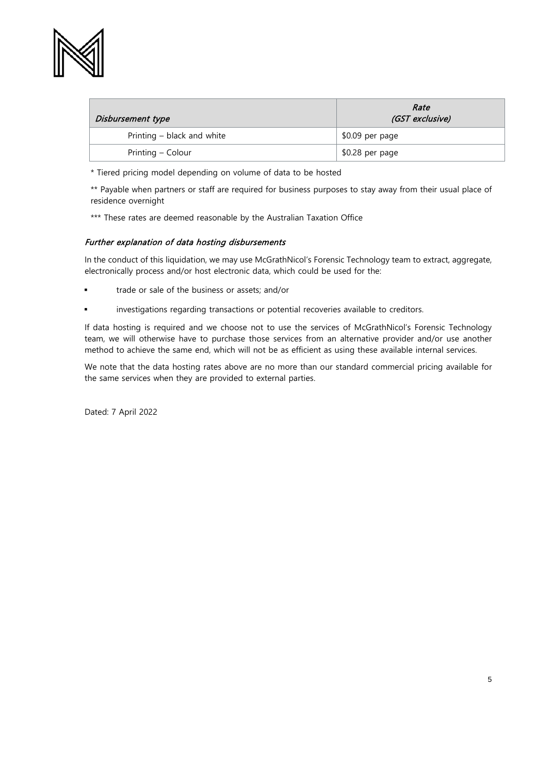| *Disbursement type* | *Rate (GST exclusive)* |
| --- | --- |
| Printing – black and white | $0.09 per page |
| Printing – Colour | $0.28 per page |

* Tiered pricing model depending on volume of data to be hosted

** Payable when partners or staff are required for business purposes to stay away from their usual place of residence overnight

*** These rates are deemed reasonable by the Australian Taxation Office

### *Further explanation of data hosting disbursements*

In the conduct of this liquidation, we may use McGrathNicol's Forensic Technology team to extract, aggregate, electronically process and/or host electronic data, which could be used for the:

- trade or sale of the business or assets; and/or
- investigations regarding transactions or potential recoveries available to creditors.

If data hosting is required and we choose not to use the services of McGrathNicol's Forensic Technology team, we will otherwise have to purchase those services from an alternative provider and/or use another method to achieve the same end, which will not be as efficient as using these available internal services.

We note that the data hosting rates above are no more than our standard commercial pricing available for the same services when they are provided to external parties.

Dated: 7 April 2022